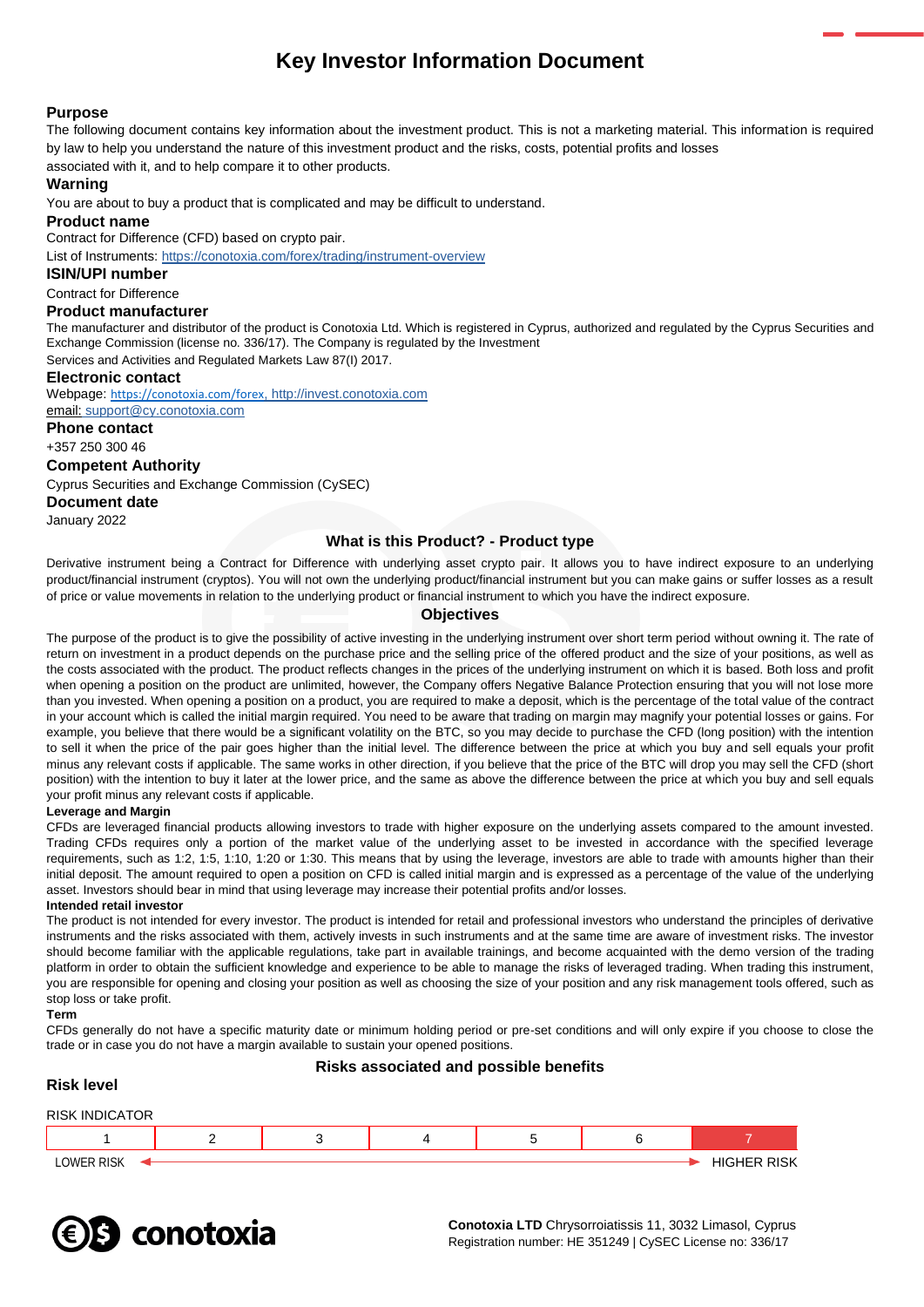# Key Investor Information Document

## Purpose

The following document contains key information about the investment product. This is not a marketing material. This information is required by law to help you understand the nature of this investment product and the risks, costs, potential profits and losses associated with it, and to help compare it to other products.

## Warning

You are about to buy a product that is complicated and may be difficult to understand.

## Product name

Contract for Difference (CFD) based on crypto pair.

List of Instruments: https://conotoxia.com/forex/trading/instrument-overview

## ISIN/UPI number

Contract for Difference

## Product manufacturer

The manufacturer and distributor of the product is Conotoxia Ltd. Which is registered in Cyprus, authorized and regulated by the Cyprus Securities and Exchange Commission (license no. 336/17). The Company is regulated by the Investment Services and Activities and Regulated Markets Law 87(I) 2017.

## Electronic contact

Webpage: https://conotoxia.com/forex, http://invest.conotoxia.com

email: support@cy.conotoxia.com

## Phone contact

+357 250 300 46

## Competent Authority

Cyprus Securities and Exchange Commission (CySEC)

## Document date

January 2022

## What is this Product? - Product type

Derivative instrument being a Contract for Difference with underlying asset crypto pair. It allows you to have indirect exposure to an underlying product/financial instrument (cryptos). You will not own the underlying product/financial instrument but you can make gains or suffer losses as a result of price or value movements in relation to the underlying product or financial instrument to which you have the indirect exposure.

## Objectives

The purpose of the product is to give the possibility of active investing in the underlying instrument over short term period without owning it. The rate of return on investment in a product depends on the purchase price and the selling price of the offered product and the size of your positions, as well as the costs associated with the product. The product reflects changes in the prices of the underlying instrument on which it is based. Both loss and profit when opening a position on the product are unlimited, however, the Company offers Negative Balance Protection ensuring that you will not lose more than you invested. When opening a position on a product, you are required to make a deposit, which is the percentage of the total value of the contract in your account which is called the initial margin required. You need to be aware that trading on margin may magnify your potential losses or gains. For example, you believe that there would be a significant volatility on the BTC, so you may decide to purchase the CFD (long position) with the intention to sell it when the price of the pair goes higher than the initial level. The difference between the price at which you buy and sell equals your profit minus any relevant costs if applicable. The same works in other direction, if you believe that the price of the BTC will drop you may sell the CFD (short position) with the intention to buy it later at the lower price, and the same as above the difference between the price at which you buy and sell equals your profit minus any relevant costs if applicable.

**Leverage and Margin**

CFDs are leveraged financial products allowing investors to trade with higher exposure on the underlying assets compared to the amount invested. Trading CFDs requires only a portion of the market value of the underlying asset to be invested in accordance with the specified leverage requirements, such as 1:2, 1:5, 1:10, 1:20 or 1:30. This means that by using the leverage, investors are able to trade with amounts higher than their initial deposit. The amount required to open a position on CFD is called initial margin and is expressed as a percentage of the value of the underlying asset. Investors should bear in mind that using leverage may increase their potential profits and/or losses.

**Intended retail investor**

The product is not intended for every investor. The product is intended for retail and professional investors who understand the principles of derivative instruments and the risks associated with them, actively invests in such instruments and at the same time are aware of investment risks. The investor should become familiar with the applicable regulations, take part in available trainings, and become acquainted with the demo version of the trading platform in order to obtain the sufficient knowledge and experience to be able to manage the risks of leveraged trading. When trading this instrument, you are responsible for opening and closing your position as well as choosing the size of your position and any risk management tools offered, such as stop loss or take profit.

**Term**

CFDs generally do not have a specific maturity date or minimum holding period or pre-set conditions and will only expire if you choose to close the trade or in case you do not have a margin available to sustain your opened positions.

## Risks associated and possible benefits

## Risk level

RISK INDICATOR

| 1 | 2 | 3 | 4 | 5 | 6 | **7** |
|---|---|---|---|---|---|---|

LOWER RISK ◄——————————————————► HIGHER RISK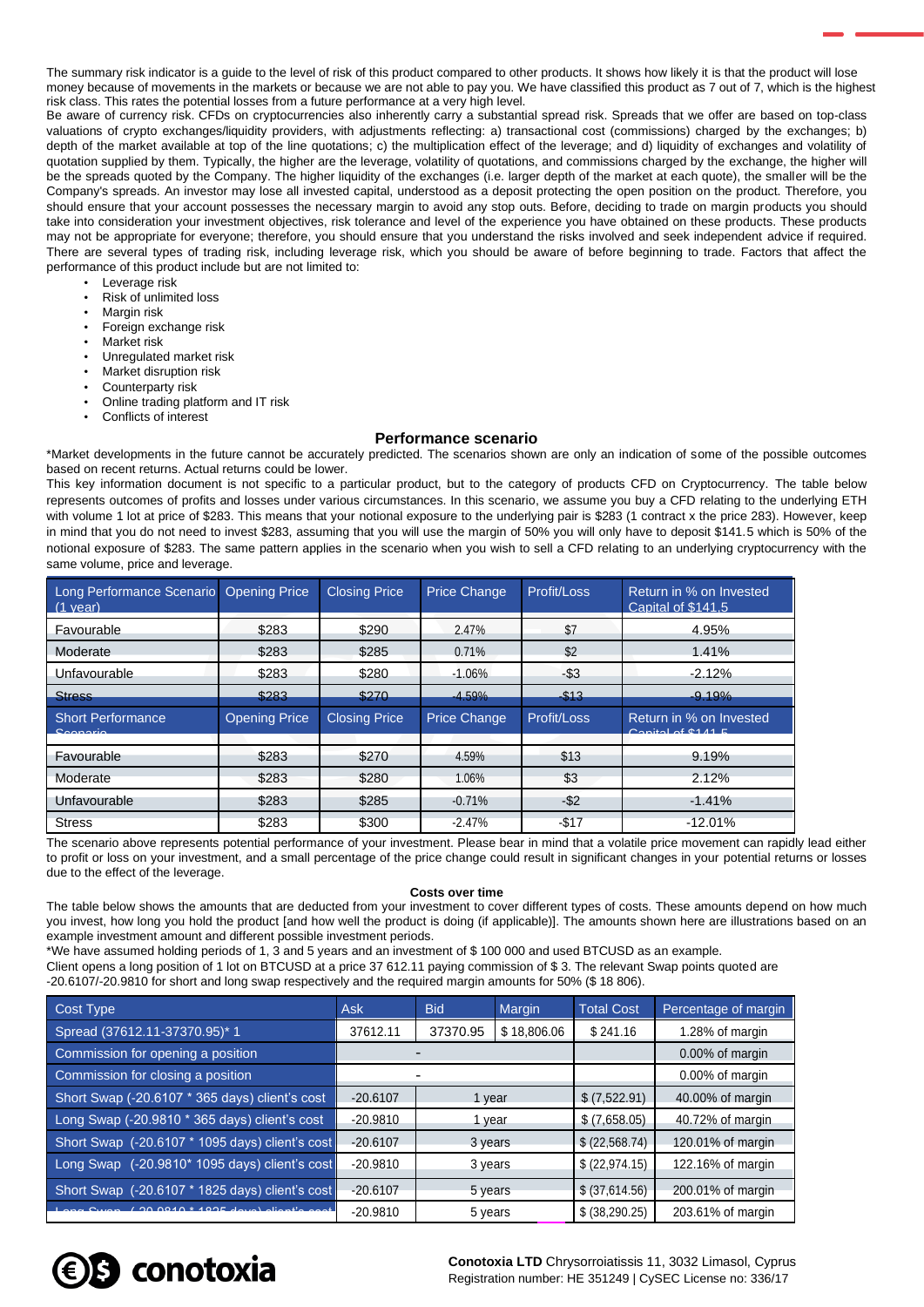The summary risk indicator is a guide to the level of risk of this product compared to other products. It shows how likely it is that the product will lose money because of movements in the markets or because we are not able to pay you. We have classified this product as 7 out of 7, which is the highest risk class. This rates the potential losses from a future performance at a very high level.

Be aware of currency risk. CFDs on cryptocurrencies also inherently carry a substantial spread risk. Spreads that we offer are based on top-class valuations of crypto exchanges/liquidity providers, with adjustments reflecting: a) transactional cost (commissions) charged by the exchanges; b) depth of the market available at top of the line quotations; c) the multiplication effect of the leverage; and d) liquidity of exchanges and volatility of quotation supplied by them. Typically, the higher are the leverage, volatility of quotations, and commissions charged by the exchange, the higher will be the spreads quoted by the Company. The higher liquidity of the exchanges (i.e. larger depth of the market at each quote), the smaller will be the Company's spreads. An investor may lose all invested capital, understood as a deposit protecting the open position on the product. Therefore, you should ensure that your account possesses the necessary margin to avoid any stop outs. Before, deciding to trade on margin products you should take into consideration your investment objectives, risk tolerance and level of the experience you have obtained on these products. These products may not be appropriate for everyone; therefore, you should ensure that you understand the risks involved and seek independent advice if required. There are several types of trading risk, including leverage risk, which you should be aware of before beginning to trade. Factors that affect the performance of this product include but are not limited to:

- Leverage risk
- Risk of unlimited loss
- Margin risk
- Foreign exchange risk
- Market risk
- Unregulated market risk
- Market disruption risk
- Counterparty risk
- Online trading platform and IT risk
- Conflicts of interest

## Performance scenario

*Market developments in the future cannot be accurately predicted. The scenarios shown are only an indication of some of the possible outcomes based on recent returns. Actual returns could be lower.

This key information document is not specific to a particular product, but to the category of products CFD on Cryptocurrency. The table below represents outcomes of profits and losses under various circumstances. In this scenario, we assume you buy a CFD relating to the underlying ETH with volume 1 lot at price of $283. This means that your notional exposure to the underlying pair is $283 (1 contract x the price 283). However, keep in mind that you do not need to invest $283, assuming that you will use the margin of 50% you will only have to deposit $141.5 which is 50% of the notional exposure of $283. The same pattern applies in the scenario when you wish to sell a CFD relating to an underlying cryptocurrency with the same volume, price and leverage.

| Long Performance Scenario (1 year) | Opening Price | Closing Price | Price Change | Profit/Loss | Return in % on Invested Capital of $141.5 |
|---|---|---|---|---|---|
| Favourable | $283 | $290 | 2.47% | $7 | 4.95% |
| Moderate | $283 | $285 | 0.71% | $2 | 1.41% |
| Unfavourable | $283 | $280 | -1.06% | -$3 | -2.12% |
| Stress | $283 | $270 | -4.59% | -$13 | -9.19% |
| **Short Performance Scenario** | **Opening Price** | **Closing Price** | **Price Change** | **Profit/Loss** | **Return in % on Invested Capital of $141.5** |
| Favourable | $283 | $270 | 4.59% | $13 | 9.19% |
| Moderate | $283 | $280 | 1.06% | $3 | 2.12% |
| Unfavourable | $283 | $285 | -0.71% | -$2 | -1.41% |
| Stress | $283 | $300 | -2.47% | -$17 | -12.01% |

The scenario above represents potential performance of your investment. Please bear in mind that a volatile price movement can rapidly lead either to profit or loss on your investment, and a small percentage of the price change could result in significant changes in your potential returns or losses due to the effect of the leverage.

### Costs over time

The table below shows the amounts that are deducted from your investment to cover different types of costs. These amounts depend on how much you invest, how long you hold the product [and how well the product is doing (if applicable)]. The amounts shown here are illustrations based on an example investment amount and different possible investment periods.

*We have assumed holding periods of 1, 3 and 5 years and an investment of $ 100 000 and used BTCUSD as an example.

Client opens a long position of 1 lot on BTCUSD at a price 37 612.11 paying commission of $ 3. The relevant Swap points quoted are -20.6107/-20.9810 for short and long swap respectively and the required margin amounts for 50% ($ 18 806).

| Cost Type | Ask | Bid | Margin | Total Cost | Percentage of margin |
|---|---|---|---|---|---|
| Spread (37612.11-37370.95)* 1 | 37612.11 | 37370.95 | $ 18,806.06 | $ 241.16 | 1.28% of margin |
| Commission for opening a position | - | | | | 0.00% of margin |
| Commission for closing a position | - | | | | 0.00% of margin |
| Short Swap (-20.6107 * 365 days) client's cost | -20.6107 | 1 year | | $ (7,522.91) | 40.00% of margin |
| Long Swap (-20.9810 * 365 days) client's cost | -20.9810 | 1 year | | $ (7,658.05) | 40.72% of margin |
| Short Swap (-20.6107 * 1095 days) client's cost | -20.6107 | 3 years | | $ (22,568.74) | 120.01% of margin |
| Long Swap (-20.9810* 1095 days) client's cost | -20.9810 | 3 years | | $ (22,974.15) | 122.16% of margin |
| Short Swap (-20.6107 * 1825 days) client's cost | -20.6107 | 5 years | | $ (37,614.56) | 200.01% of margin |
| Long Swap (-20.9810 * 1825 days) client's cost | -20.9810 | 5 years | | $ (38,290.25) | 203.61% of margin |

**Conotoxia LTD** Chrysorroiatissis 11, 3032 Limasol, Cyprus
Registration number: HE 351249 | CySEC License no: 336/17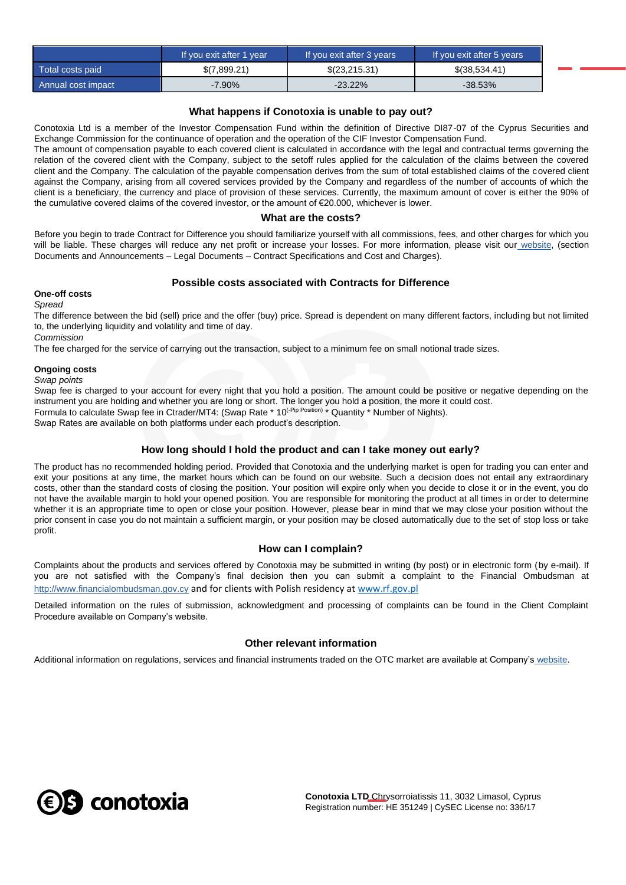| | If you exit after 1 year | If you exit after 3 years | If you exit after 5 years |
|---|---|---|---|
| Total costs paid | $(7,899.21) | $(23,215.31) | $(38,534.41) |
| Annual cost impact | -7.90% | -23.22% | -38.53% |

## What happens if Conotoxia is unable to pay out?

Conotoxia Ltd is a member of the Investor Compensation Fund within the definition of Directive DI87-07 of the Cyprus Securities and Exchange Commission for the continuance of operation and the operation of the CIF Investor Compensation Fund.
The amount of compensation payable to each covered client is calculated in accordance with the legal and contractual terms governing the relation of the covered client with the Company, subject to the setoff rules applied for the calculation of the claims between the covered client and the Company. The calculation of the payable compensation derives from the sum of total established claims of the covered client against the Company, arising from all covered services provided by the Company and regardless of the number of accounts of which the client is a beneficiary, the currency and place of provision of these services. Currently, the maximum amount of cover is either the 90% of the cumulative covered claims of the covered investor, or the amount of €20.000, whichever is lower.

## What are the costs?

Before you begin to trade Contract for Difference you should familiarize yourself with all commissions, fees, and other charges for which you will be liable. These charges will reduce any net profit or increase your losses. For more information, please visit our website, (section Documents and Announcements – Legal Documents – Contract Specifications and Cost and Charges).

## Possible costs associated with Contracts for Difference

**One-off costs**

*Spread*

The difference between the bid (sell) price and the offer (buy) price. Spread is dependent on many different factors, including but not limited to, the underlying liquidity and volatility and time of day.

*Commission*

The fee charged for the service of carrying out the transaction, subject to a minimum fee on small notional trade sizes.

**Ongoing costs**

*Swap points*

Swap fee is charged to your account for every night that you hold a position. The amount could be positive or negative depending on the instrument you are holding and whether you are long or short. The longer you hold a position, the more it could cost.
Formula to calculate Swap fee in Ctrader/MT4: (Swap Rate * $10^{(\text{-Pip Position})}$ * Quantity * Number of Nights).
Swap Rates are available on both platforms under each product's description.

## How long should I hold the product and can I take money out early?

The product has no recommended holding period. Provided that Conotoxia and the underlying market is open for trading you can enter and exit your positions at any time, the market hours which can be found on our website. Such a decision does not entail any extraordinary costs, other than the standard costs of closing the position. Your position will expire only when you decide to close it or in the event, you do not have the available margin to hold your opened position. You are responsible for monitoring the product at all times in order to determine whether it is an appropriate time to open or close your position. However, please bear in mind that we may close your position without the prior consent in case you do not maintain a sufficient margin, or your position may be closed automatically due to the set of stop loss or take profit.

## How can I complain?

Complaints about the products and services offered by Conotoxia may be submitted in writing (by post) or in electronic form (by e-mail). If you are not satisfied with the Company's final decision then you can submit a complaint to the Financial Ombudsman at http://www.financialombudsman.gov.cy and for clients with Polish residency at www.rf.gov.pl

Detailed information on the rules of submission, acknowledgment and processing of complaints can be found in the Client Complaint Procedure available on Company's website.

## Other relevant information

Additional information on regulations, services and financial instruments traded on the OTC market are available at Company's website.

**Conotoxia LTD** Chrysorroiatissis 11, 3032 Limasol, Cyprus
Registration number: HE 351249 | CySEC License no: 336/17